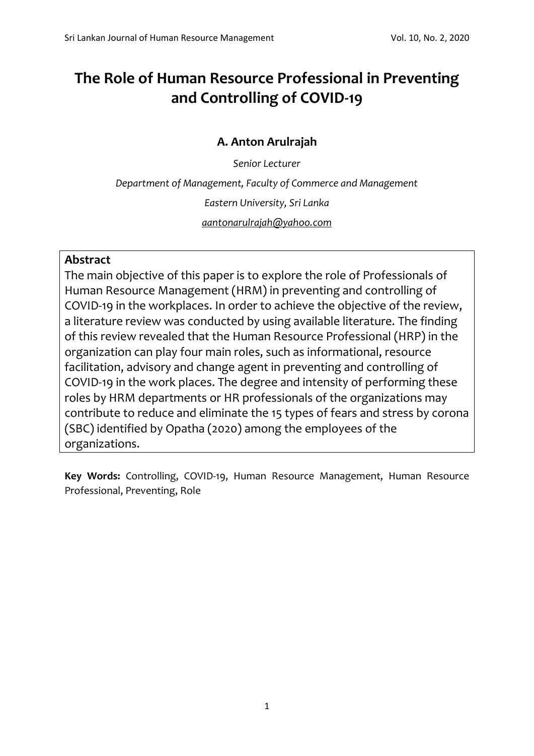# The Role of Human Resource Professional in Preventing and Controlling of COVID-19

**A. Anton Arulrajah**

*Senior Lecturer*

*Department of Management, Faculty of Commerce and Management*

*Eastern University, Sri Lanka*

*aantonarulrajah@yahoo.com*

**Abstract**

The main objective of this paper is to explore the role of Professionals of Human Resource Management (HRM) in preventing and controlling of COVID-19 in the workplaces. In order to achieve the objective of the review, a literature review was conducted by using available literature. The finding of this review revealed that the Human Resource Professional (HRP) in the organization can play four main roles, such as informational, resource facilitation, advisory and change agent in preventing and controlling of COVID-19 in the work places. The degree and intensity of performing these roles by HRM departments or HR professionals of the organizations may contribute to reduce and eliminate the 15 types of fears and stress by corona (SBC) identified by Opatha (2020) among the employees of the organizations.

**Key Words:** Controlling, COVID-19, Human Resource Management, Human Resource Professional, Preventing, Role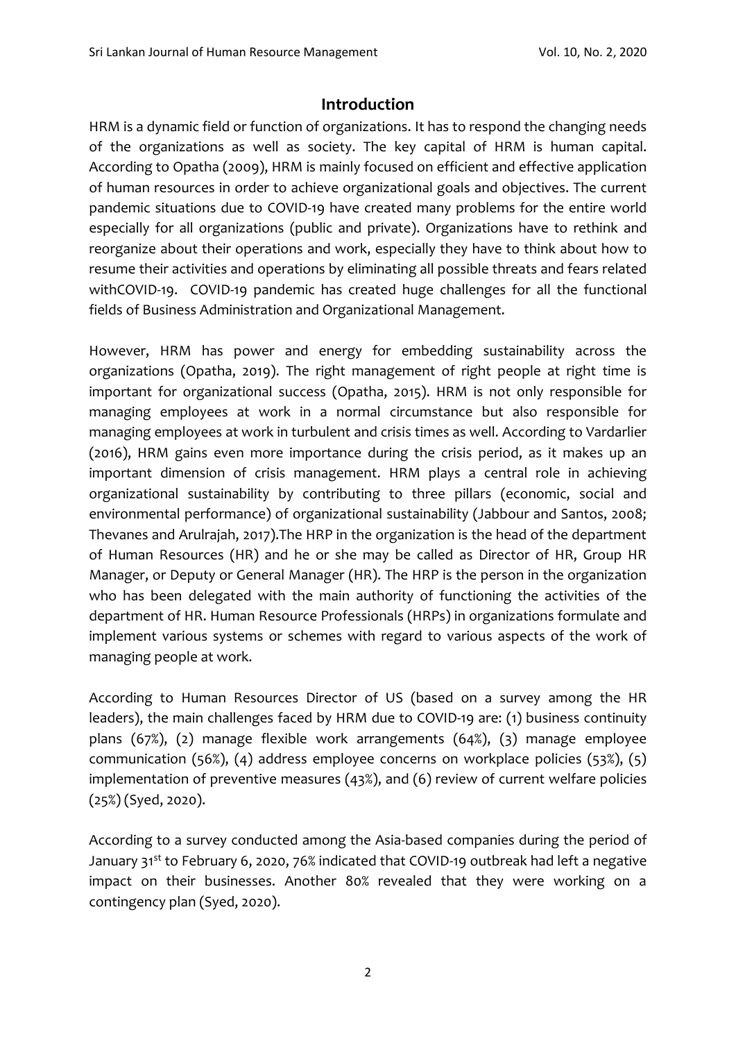## Introduction

HRM is a dynamic field or function of organizations. It has to respond the changing needs of the organizations as well as society. The key capital of HRM is human capital. According to Opatha (2009), HRM is mainly focused on efficient and effective application of human resources in order to achieve organizational goals and objectives. The current pandemic situations due to COVID-19 have created many problems for the entire world especially for all organizations (public and private). Organizations have to rethink and reorganize about their operations and work, especially they have to think about how to resume their activities and operations by eliminating all possible threats and fears related withCOVID-19. COVID-19 pandemic has created huge challenges for all the functional fields of Business Administration and Organizational Management.

However, HRM has power and energy for embedding sustainability across the organizations (Opatha, 2019). The right management of right people at right time is important for organizational success (Opatha, 2015). HRM is not only responsible for managing employees at work in a normal circumstance but also responsible for managing employees at work in turbulent and crisis times as well. According to Vardarlier (2016), HRM gains even more importance during the crisis period, as it makes up an important dimension of crisis management. HRM plays a central role in achieving organizational sustainability by contributing to three pillars (economic, social and environmental performance) of organizational sustainability (Jabbour and Santos, 2008; Thevanes and Arulrajah, 2017).The HRP in the organization is the head of the department of Human Resources (HR) and he or she may be called as Director of HR, Group HR Manager, or Deputy or General Manager (HR). The HRP is the person in the organization who has been delegated with the main authority of functioning the activities of the department of HR. Human Resource Professionals (HRPs) in organizations formulate and implement various systems or schemes with regard to various aspects of the work of managing people at work.

According to Human Resources Director of US (based on a survey among the HR leaders), the main challenges faced by HRM due to COVID-19 are: (1) business continuity plans (67%), (2) manage flexible work arrangements (64%), (3) manage employee communication (56%), (4) address employee concerns on workplace policies (53%), (5) implementation of preventive measures (43%), and (6) review of current welfare policies (25%) (Syed, 2020).

According to a survey conducted among the Asia-based companies during the period of January 31st to February 6, 2020, 76% indicated that COVID-19 outbreak had left a negative impact on their businesses. Another 80% revealed that they were working on a contingency plan (Syed, 2020).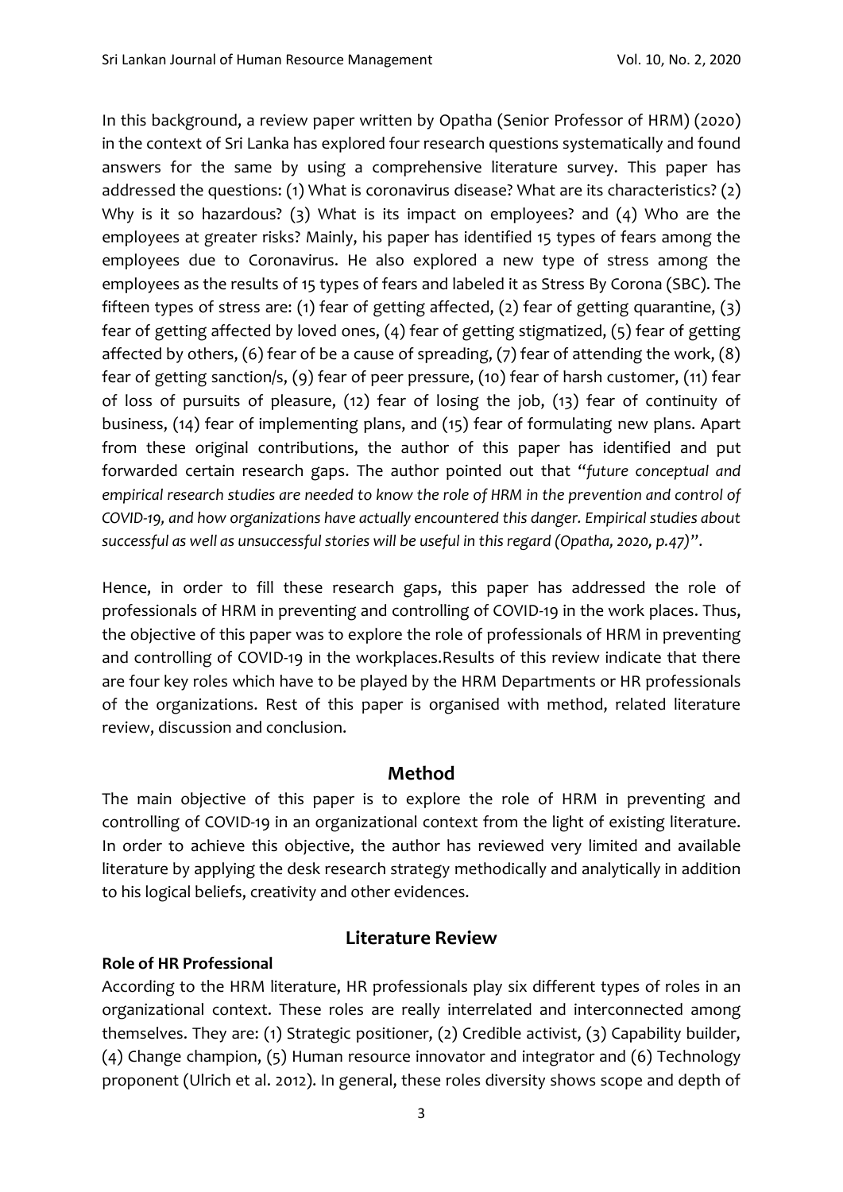In this background, a review paper written by Opatha (Senior Professor of HRM) (2020) in the context of Sri Lanka has explored four research questions systematically and found answers for the same by using a comprehensive literature survey. This paper has addressed the questions: (1) What is coronavirus disease? What are its characteristics? (2) Why is it so hazardous? (3) What is its impact on employees? and (4) Who are the employees at greater risks? Mainly, his paper has identified 15 types of fears among the employees due to Coronavirus. He also explored a new type of stress among the employees as the results of 15 types of fears and labeled it as Stress By Corona (SBC). The fifteen types of stress are: (1) fear of getting affected, (2) fear of getting quarantine, (3) fear of getting affected by loved ones, (4) fear of getting stigmatized, (5) fear of getting affected by others, (6) fear of be a cause of spreading, (7) fear of attending the work, (8) fear of getting sanction/s, (9) fear of peer pressure, (10) fear of harsh customer, (11) fear of loss of pursuits of pleasure, (12) fear of losing the job, (13) fear of continuity of business, (14) fear of implementing plans, and (15) fear of formulating new plans. Apart from these original contributions, the author of this paper has identified and put forwarded certain research gaps. The author pointed out that "*future conceptual and empirical research studies are needed to know the role of HRM in the prevention and control of COVID-19, and how organizations have actually encountered this danger. Empirical studies about successful as well as unsuccessful stories will be useful in this regard (Opatha, 2020, p.47)*".

Hence, in order to fill these research gaps, this paper has addressed the role of professionals of HRM in preventing and controlling of COVID-19 in the work places. Thus, the objective of this paper was to explore the role of professionals of HRM in preventing and controlling of COVID-19 in the workplaces.Results of this review indicate that there are four key roles which have to be played by the HRM Departments or HR professionals of the organizations. Rest of this paper is organised with method, related literature review, discussion and conclusion.

## Method

The main objective of this paper is to explore the role of HRM in preventing and controlling of COVID-19 in an organizational context from the light of existing literature. In order to achieve this objective, the author has reviewed very limited and available literature by applying the desk research strategy methodically and analytically in addition to his logical beliefs, creativity and other evidences.

## Literature Review

### Role of HR Professional

According to the HRM literature, HR professionals play six different types of roles in an organizational context. These roles are really interrelated and interconnected among themselves. They are: (1) Strategic positioner, (2) Credible activist, (3) Capability builder, (4) Change champion, (5) Human resource innovator and integrator and (6) Technology proponent (Ulrich et al. 2012). In general, these roles diversity shows scope and depth of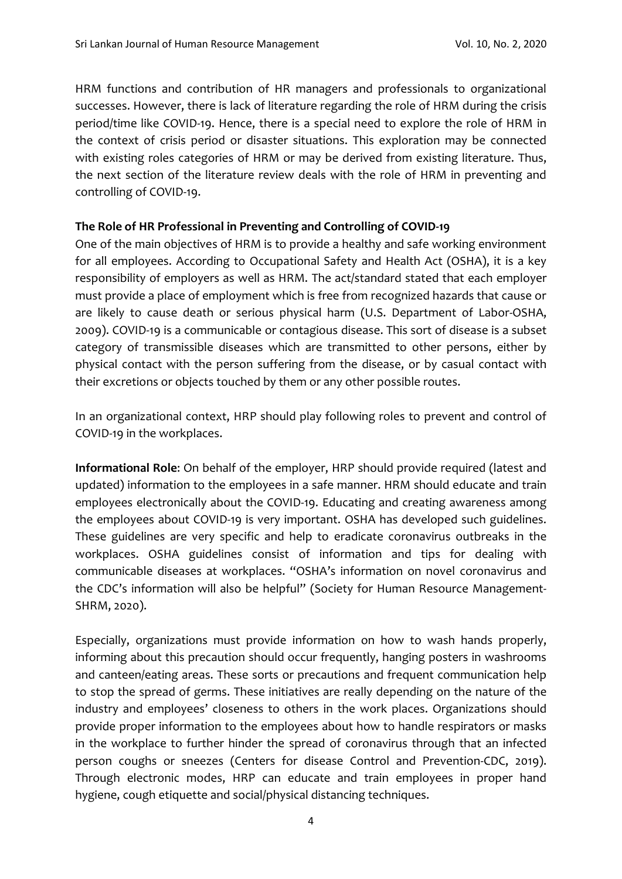HRM functions and contribution of HR managers and professionals to organizational successes. However, there is lack of literature regarding the role of HRM during the crisis period/time like COVID-19. Hence, there is a special need to explore the role of HRM in the context of crisis period or disaster situations. This exploration may be connected with existing roles categories of HRM or may be derived from existing literature. Thus, the next section of the literature review deals with the role of HRM in preventing and controlling of COVID-19.

**The Role of HR Professional in Preventing and Controlling of COVID-19**

One of the main objectives of HRM is to provide a healthy and safe working environment for all employees. According to Occupational Safety and Health Act (OSHA), it is a key responsibility of employers as well as HRM. The act/standard stated that each employer must provide a place of employment which is free from recognized hazards that cause or are likely to cause death or serious physical harm (U.S. Department of Labor-OSHA, 2009). COVID-19 is a communicable or contagious disease. This sort of disease is a subset category of transmissible diseases which are transmitted to other persons, either by physical contact with the person suffering from the disease, or by casual contact with their excretions or objects touched by them or any other possible routes.

In an organizational context, HRP should play following roles to prevent and control of COVID-19 in the workplaces.

**Informational Role**: On behalf of the employer, HRP should provide required (latest and updated) information to the employees in a safe manner. HRM should educate and train employees electronically about the COVID-19. Educating and creating awareness among the employees about COVID-19 is very important. OSHA has developed such guidelines. These guidelines are very specific and help to eradicate coronavirus outbreaks in the workplaces. OSHA guidelines consist of information and tips for dealing with communicable diseases at workplaces. "OSHA's information on novel coronavirus and the CDC's information will also be helpful" (Society for Human Resource Management-SHRM, 2020).

Especially, organizations must provide information on how to wash hands properly, informing about this precaution should occur frequently, hanging posters in washrooms and canteen/eating areas. These sorts or precautions and frequent communication help to stop the spread of germs. These initiatives are really depending on the nature of the industry and employees' closeness to others in the work places. Organizations should provide proper information to the employees about how to handle respirators or masks in the workplace to further hinder the spread of coronavirus through that an infected person coughs or sneezes (Centers for disease Control and Prevention-CDC, 2019). Through electronic modes, HRP can educate and train employees in proper hand hygiene, cough etiquette and social/physical distancing techniques.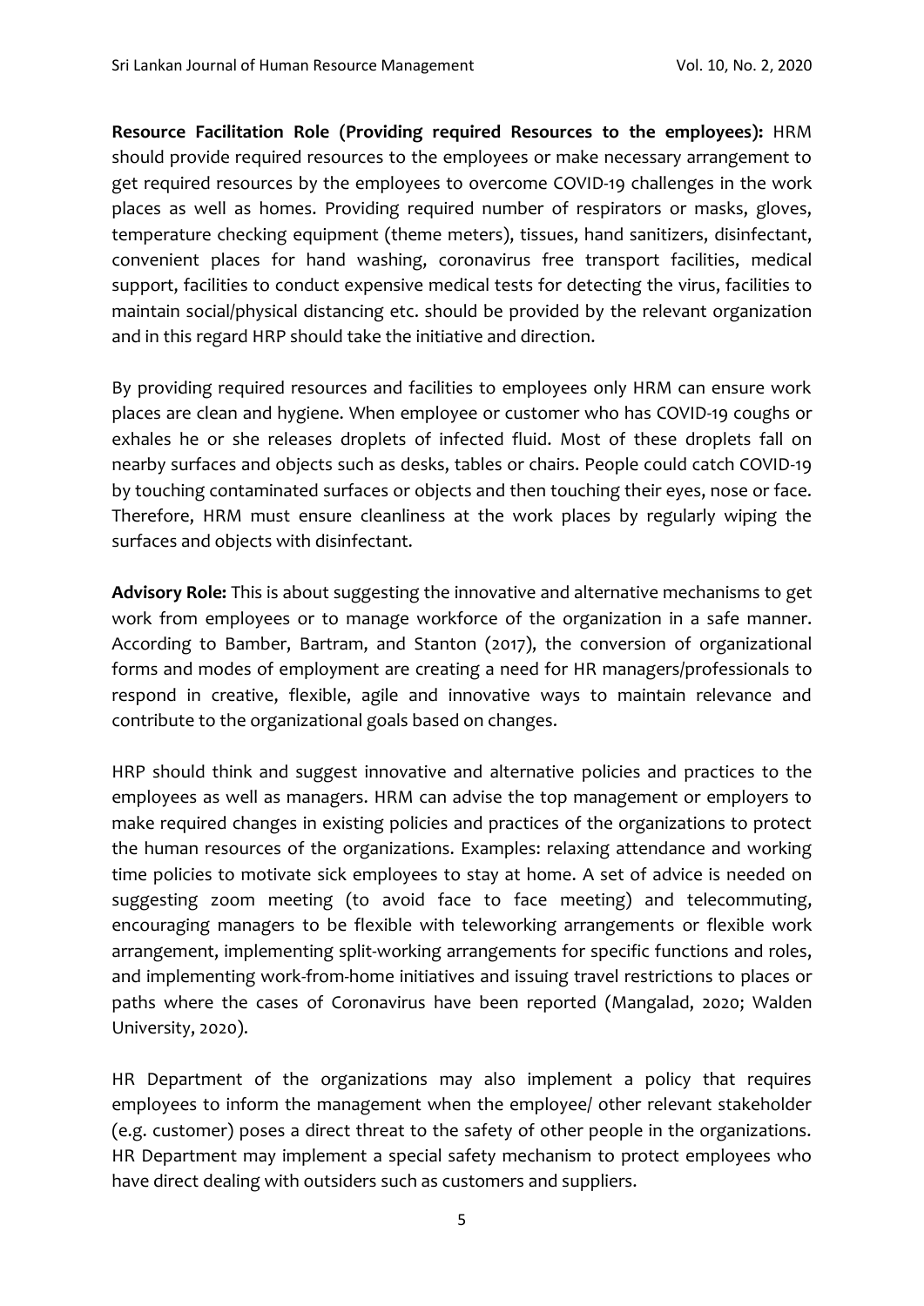**Resource Facilitation Role (Providing required Resources to the employees):** HRM should provide required resources to the employees or make necessary arrangement to get required resources by the employees to overcome COVID-19 challenges in the work places as well as homes. Providing required number of respirators or masks, gloves, temperature checking equipment (theme meters), tissues, hand sanitizers, disinfectant, convenient places for hand washing, coronavirus free transport facilities, medical support, facilities to conduct expensive medical tests for detecting the virus, facilities to maintain social/physical distancing etc. should be provided by the relevant organization and in this regard HRP should take the initiative and direction.

By providing required resources and facilities to employees only HRM can ensure work places are clean and hygiene. When employee or customer who has COVID-19 coughs or exhales he or she releases droplets of infected fluid. Most of these droplets fall on nearby surfaces and objects such as desks, tables or chairs. People could catch COVID-19 by touching contaminated surfaces or objects and then touching their eyes, nose or face. Therefore, HRM must ensure cleanliness at the work places by regularly wiping the surfaces and objects with disinfectant.

**Advisory Role:** This is about suggesting the innovative and alternative mechanisms to get work from employees or to manage workforce of the organization in a safe manner. According to Bamber, Bartram, and Stanton (2017), the conversion of organizational forms and modes of employment are creating a need for HR managers/professionals to respond in creative, flexible, agile and innovative ways to maintain relevance and contribute to the organizational goals based on changes.

HRP should think and suggest innovative and alternative policies and practices to the employees as well as managers. HRM can advise the top management or employers to make required changes in existing policies and practices of the organizations to protect the human resources of the organizations. Examples: relaxing attendance and working time policies to motivate sick employees to stay at home. A set of advice is needed on suggesting zoom meeting (to avoid face to face meeting) and telecommuting, encouraging managers to be flexible with teleworking arrangements or flexible work arrangement, implementing split-working arrangements for specific functions and roles, and implementing work-from-home initiatives and issuing travel restrictions to places or paths where the cases of Coronavirus have been reported (Mangalad, 2020; Walden University, 2020).

HR Department of the organizations may also implement a policy that requires employees to inform the management when the employee/ other relevant stakeholder (e.g. customer) poses a direct threat to the safety of other people in the organizations. HR Department may implement a special safety mechanism to protect employees who have direct dealing with outsiders such as customers and suppliers.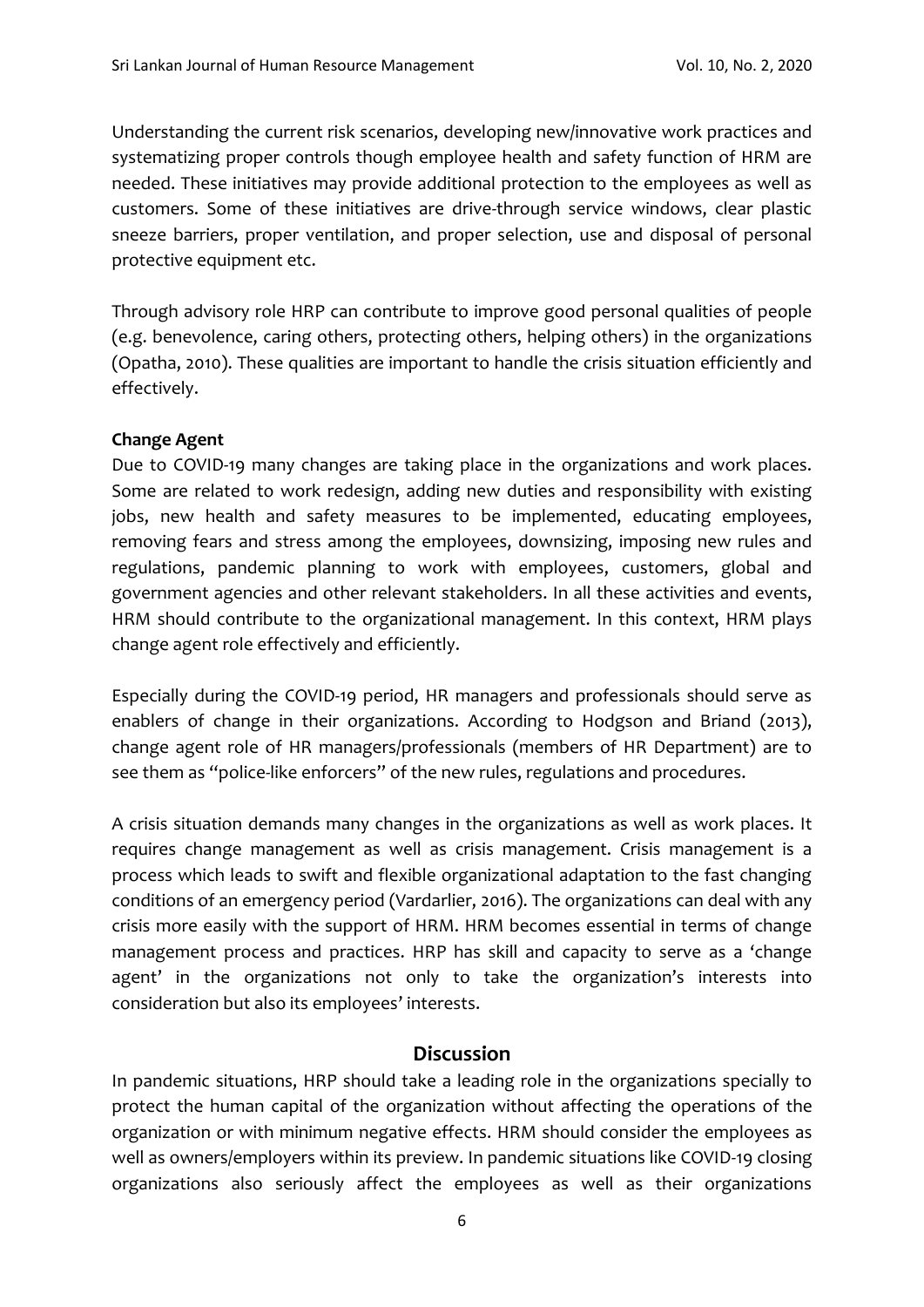Understanding the current risk scenarios, developing new/innovative work practices and systematizing proper controls though employee health and safety function of HRM are needed. These initiatives may provide additional protection to the employees as well as customers. Some of these initiatives are drive-through service windows, clear plastic sneeze barriers, proper ventilation, and proper selection, use and disposal of personal protective equipment etc.

Through advisory role HRP can contribute to improve good personal qualities of people (e.g. benevolence, caring others, protecting others, helping others) in the organizations (Opatha, 2010). These qualities are important to handle the crisis situation efficiently and effectively.

**Change Agent**

Due to COVID-19 many changes are taking place in the organizations and work places. Some are related to work redesign, adding new duties and responsibility with existing jobs, new health and safety measures to be implemented, educating employees, removing fears and stress among the employees, downsizing, imposing new rules and regulations, pandemic planning to work with employees, customers, global and government agencies and other relevant stakeholders. In all these activities and events, HRM should contribute to the organizational management. In this context, HRM plays change agent role effectively and efficiently.

Especially during the COVID-19 period, HR managers and professionals should serve as enablers of change in their organizations. According to Hodgson and Briand (2013), change agent role of HR managers/professionals (members of HR Department) are to see them as "police-like enforcers" of the new rules, regulations and procedures.

A crisis situation demands many changes in the organizations as well as work places. It requires change management as well as crisis management. Crisis management is a process which leads to swift and flexible organizational adaptation to the fast changing conditions of an emergency period (Vardarlier, 2016). The organizations can deal with any crisis more easily with the support of HRM. HRM becomes essential in terms of change management process and practices. HRP has skill and capacity to serve as a 'change agent' in the organizations not only to take the organization's interests into consideration but also its employees' interests.

## Discussion

In pandemic situations, HRP should take a leading role in the organizations specially to protect the human capital of the organization without affecting the operations of the organization or with minimum negative effects. HRM should consider the employees as well as owners/employers within its preview. In pandemic situations like COVID-19 closing organizations also seriously affect the employees as well as their organizations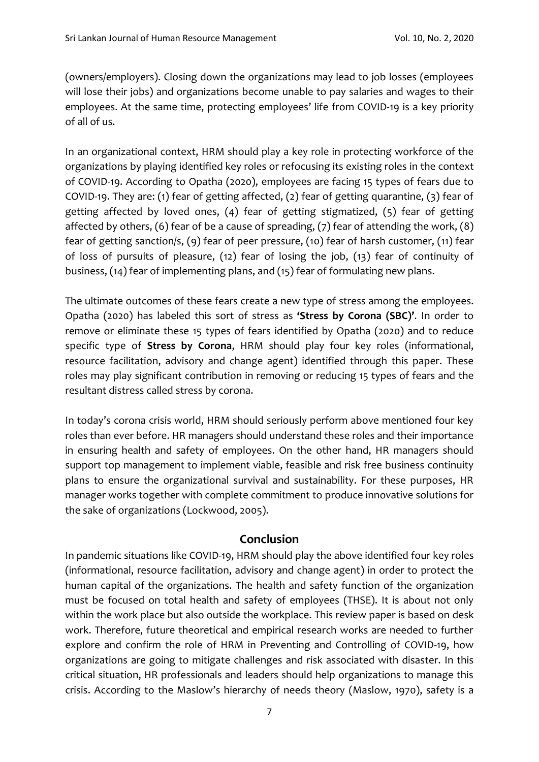(owners/employers). Closing down the organizations may lead to job losses (employees will lose their jobs) and organizations become unable to pay salaries and wages to their employees. At the same time, protecting employees' life from COVID-19 is a key priority of all of us.

In an organizational context, HRM should play a key role in protecting workforce of the organizations by playing identified key roles or refocusing its existing roles in the context of COVID-19. According to Opatha (2020), employees are facing 15 types of fears due to COVID-19. They are: (1) fear of getting affected, (2) fear of getting quarantine, (3) fear of getting affected by loved ones, (4) fear of getting stigmatized, (5) fear of getting affected by others, (6) fear of be a cause of spreading, (7) fear of attending the work, (8) fear of getting sanction/s, (9) fear of peer pressure, (10) fear of harsh customer, (11) fear of loss of pursuits of pleasure, (12) fear of losing the job, (13) fear of continuity of business, (14) fear of implementing plans, and (15) fear of formulating new plans.

The ultimate outcomes of these fears create a new type of stress among the employees. Opatha (2020) has labeled this sort of stress as **'Stress by Corona (SBC)'**. In order to remove or eliminate these 15 types of fears identified by Opatha (2020) and to reduce specific type of **Stress by Corona**, HRM should play four key roles (informational, resource facilitation, advisory and change agent) identified through this paper. These roles may play significant contribution in removing or reducing 15 types of fears and the resultant distress called stress by corona.

In today's corona crisis world, HRM should seriously perform above mentioned four key roles than ever before. HR managers should understand these roles and their importance in ensuring health and safety of employees. On the other hand, HR managers should support top management to implement viable, feasible and risk free business continuity plans to ensure the organizational survival and sustainability. For these purposes, HR manager works together with complete commitment to produce innovative solutions for the sake of organizations (Lockwood, 2005).

## Conclusion

In pandemic situations like COVID-19, HRM should play the above identified four key roles (informational, resource facilitation, advisory and change agent) in order to protect the human capital of the organizations. The health and safety function of the organization must be focused on total health and safety of employees (THSE). It is about not only within the work place but also outside the workplace. This review paper is based on desk work. Therefore, future theoretical and empirical research works are needed to further explore and confirm the role of HRM in Preventing and Controlling of COVID-19, how organizations are going to mitigate challenges and risk associated with disaster. In this critical situation, HR professionals and leaders should help organizations to manage this crisis. According to the Maslow's hierarchy of needs theory (Maslow, 1970), safety is a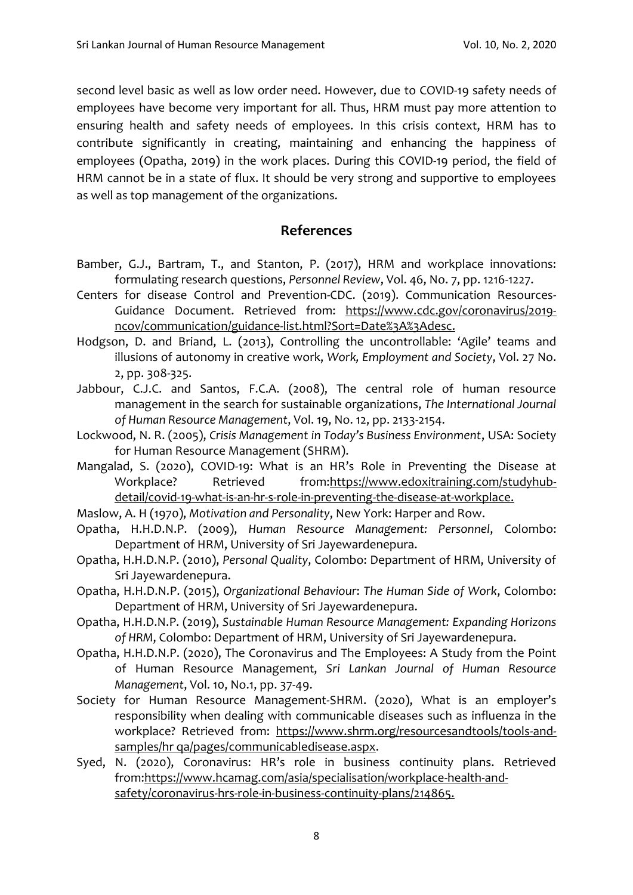second level basic as well as low order need. However, due to COVID-19 safety needs of employees have become very important for all. Thus, HRM must pay more attention to ensuring health and safety needs of employees. In this crisis context, HRM has to contribute significantly in creating, maintaining and enhancing the happiness of employees (Opatha, 2019) in the work places. During this COVID-19 period, the field of HRM cannot be in a state of flux. It should be very strong and supportive to employees as well as top management of the organizations.

## References

Bamber, G.J., Bartram, T., and Stanton, P. (2017), HRM and workplace innovations: formulating research questions, *Personnel Review*, Vol. 46, No. 7, pp. 1216-1227.

Centers for disease Control and Prevention-CDC. (2019). Communication Resources-Guidance Document. Retrieved from: https://www.cdc.gov/coronavirus/2019-ncov/communication/guidance-list.html?Sort=Date%3A%3Adesc.

Hodgson, D. and Briand, L. (2013), Controlling the uncontrollable: 'Agile' teams and illusions of autonomy in creative work, *Work, Employment and Society*, Vol. 27 No. 2, pp. 308-325.

Jabbour, C.J.C. and Santos, F.C.A. (2008), The central role of human resource management in the search for sustainable organizations, *The International Journal of Human Resource Management*, Vol. 19, No. 12, pp. 2133-2154.

Lockwood, N. R. (2005), *Crisis Management in Today's Business Environment*, USA: Society for Human Resource Management (SHRM).

Mangalad, S. (2020), COVID-19: What is an HR's Role in Preventing the Disease at Workplace? Retrieved from:https://www.edoxitraining.com/studyhub-detail/covid-19-what-is-an-hr-s-role-in-preventing-the-disease-at-workplace.

Maslow, A. H (1970), *Motivation and Personality*, New York: Harper and Row.

Opatha, H.H.D.N.P. (2009), *Human Resource Management: Personnel*, Colombo: Department of HRM, University of Sri Jayewardenepura.

Opatha, H.H.D.N.P. (2010), *Personal Quality*, Colombo: Department of HRM, University of Sri Jayewardenepura.

Opatha, H.H.D.N.P. (2015), *Organizational Behaviour: The Human Side of Work*, Colombo: Department of HRM, University of Sri Jayewardenepura.

Opatha, H.H.D.N.P. (2019), *Sustainable Human Resource Management: Expanding Horizons of HRM*, Colombo: Department of HRM, University of Sri Jayewardenepura.

Opatha, H.H.D.N.P. (2020), The Coronavirus and The Employees: A Study from the Point of Human Resource Management, *Sri Lankan Journal of Human Resource Management*, Vol. 10, No.1, pp. 37-49.

Society for Human Resource Management-SHRM. (2020), What is an employer's responsibility when dealing with communicable diseases such as influenza in the workplace? Retrieved from: https://www.shrm.org/resourcesandtools/tools-and-samples/hr qa/pages/communicabledisease.aspx.

Syed, N. (2020), Coronavirus: HR's role in business continuity plans. Retrieved from:https://www.hcamag.com/asia/specialisation/workplace-health-and-safety/coronavirus-hrs-role-in-business-continuity-plans/214865.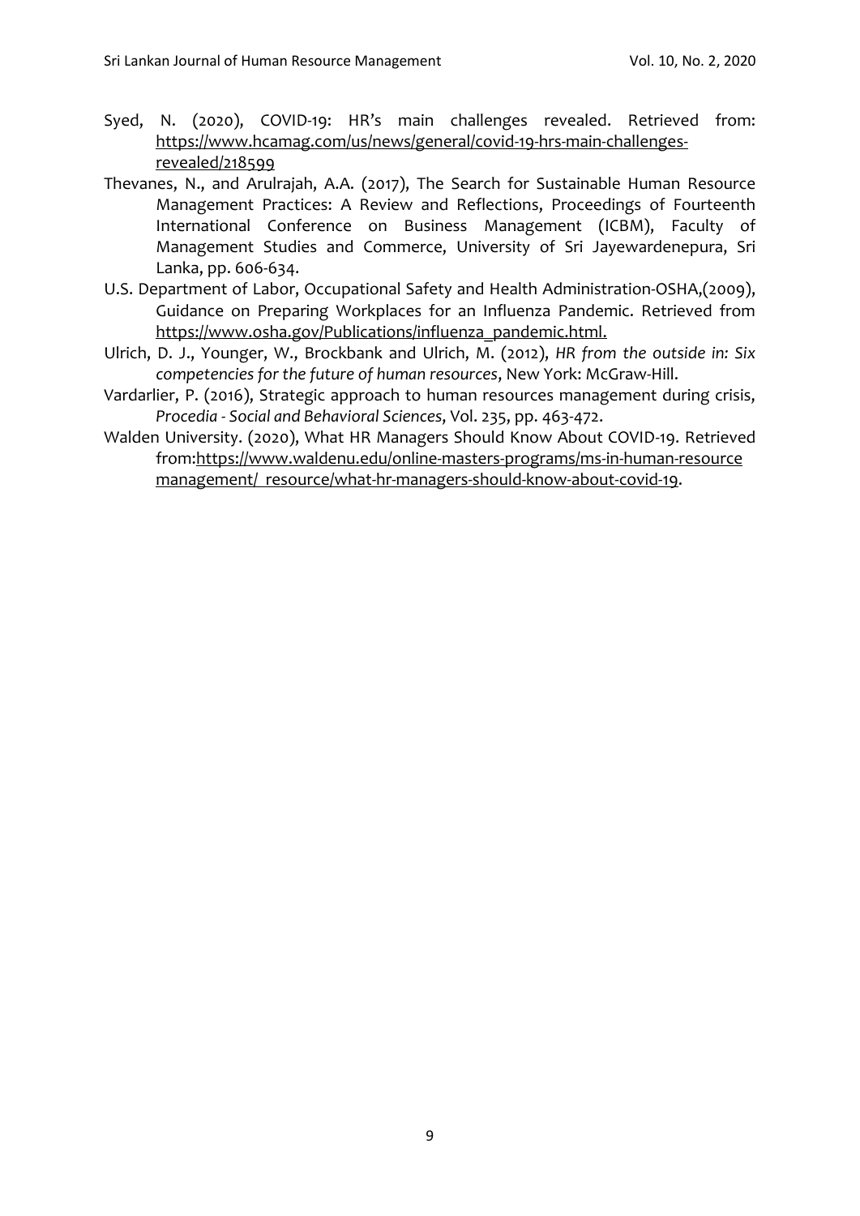Syed, N. (2020), COVID-19: HR's main challenges revealed. Retrieved from: https://www.hcamag.com/us/news/general/covid-19-hrs-main-challenges-revealed/218599

Thevanes, N., and Arulrajah, A.A. (2017), The Search for Sustainable Human Resource Management Practices: A Review and Reflections, Proceedings of Fourteenth International Conference on Business Management (ICBM), Faculty of Management Studies and Commerce, University of Sri Jayewardenepura, Sri Lanka, pp. 606-634.

U.S. Department of Labor, Occupational Safety and Health Administration-OSHA,(2009), Guidance on Preparing Workplaces for an Influenza Pandemic. Retrieved from https://www.osha.gov/Publications/influenza_pandemic.html.

Ulrich, D. J., Younger, W., Brockbank and Ulrich, M. (2012), *HR from the outside in: Six competencies for the future of human resources*, New York: McGraw-Hill.

Vardarlier, P. (2016), Strategic approach to human resources management during crisis, *Procedia - Social and Behavioral Sciences*, Vol. 235, pp. 463-472.

Walden University. (2020), What HR Managers Should Know About COVID-19. Retrieved from:https://www.waldenu.edu/online-masters-programs/ms-in-human-resource management/ resource/what-hr-managers-should-know-about-covid-19.